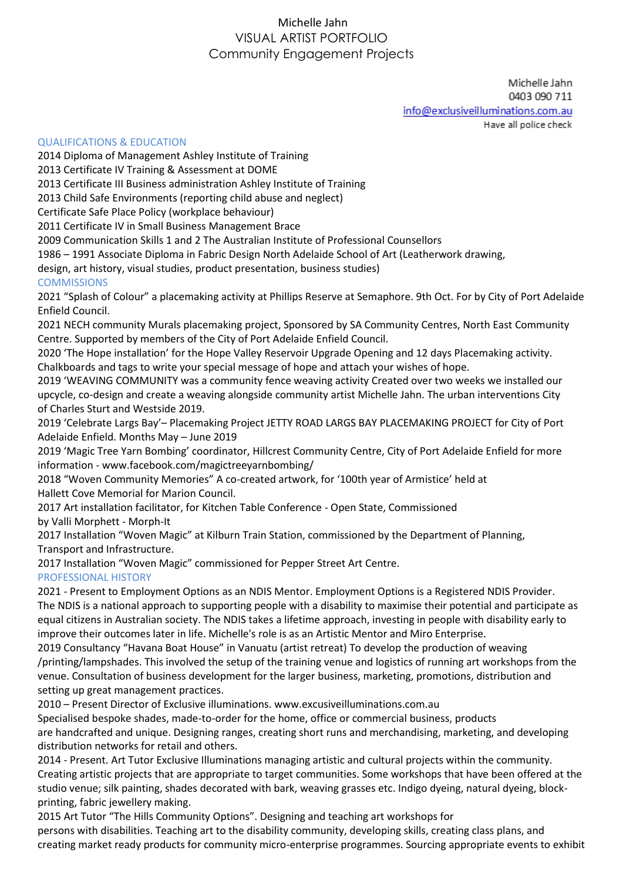# Michelle Jahn
## VISUAL ARTIST PORTFOLIO
## Community Engagement Projects

Michelle Jahn
0403 090 711
info@exclusiveilluminations.com.au
Have all police check

### QUALIFICATIONS & EDUCATION

2014 Diploma of Management Ashley Institute of Training
2013 Certificate IV Training & Assessment at DOME
2013 Certificate III Business administration Ashley Institute of Training
2013 Child Safe Environments (reporting child abuse and neglect)
Certificate Safe Place Policy (workplace behaviour)
2011 Certificate IV in Small Business Management Brace
2009 Communication Skills 1 and 2 The Australian Institute of Professional Counsellors
1986 – 1991 Associate Diploma in Fabric Design North Adelaide School of Art (Leatherwork drawing, design, art history, visual studies, product presentation, business studies)

### COMMISSIONS

2021 "Splash of Colour" a placemaking activity at Phillips Reserve at Semaphore. 9th Oct. For by City of Port Adelaide Enfield Council.
2021 NECH community Murals placemaking project, Sponsored by SA Community Centres, North East Community Centre. Supported by members of the City of Port Adelaide Enfield Council.
2020 'The Hope installation' for the Hope Valley Reservoir Upgrade Opening and 12 days Placemaking activity. Chalkboards and tags to write your special message of hope and attach your wishes of hope.
2019 'WEAVING COMMUNITY was a community fence weaving activity Created over two weeks we installed our upcycle, co-design and create a weaving alongside community artist Michelle Jahn. The urban interventions City of Charles Sturt and Westside 2019.
2019 'Celebrate Largs Bay'– Placemaking Project JETTY ROAD LARGS BAY PLACEMAKING PROJECT for City of Port Adelaide Enfield. Months May – June 2019
2019 'Magic Tree Yarn Bombing' coordinator, Hillcrest Community Centre, City of Port Adelaide Enfield for more information - www.facebook.com/magictreeyarnbombing/
2018 "Woven Community Memories" A co-created artwork, for '100th year of Armistice' held at Hallett Cove Memorial for Marion Council.
2017 Art installation facilitator, for Kitchen Table Conference - Open State, Commissioned by Valli Morphett - Morph-It
2017 Installation "Woven Magic" at Kilburn Train Station, commissioned by the Department of Planning, Transport and Infrastructure.
2017 Installation "Woven Magic" commissioned for Pepper Street Art Centre.

### PROFESSIONAL HISTORY

2021 - Present to Employment Options as an NDIS Mentor. Employment Options is a Registered NDIS Provider. The NDIS is a national approach to supporting people with a disability to maximise their potential and participate as equal citizens in Australian society. The NDIS takes a lifetime approach, investing in people with disability early to improve their outcomes later in life. Michelle's role is as an Artistic Mentor and Miro Enterprise.
2019 Consultancy "Havana Boat House" in Vanuatu (artist retreat) To develop the production of weaving /printing/lampshades. This involved the setup of the training venue and logistics of running art workshops from the venue. Consultation of business development for the larger business, marketing, promotions, distribution and setting up great management practices.
2010 – Present Director of Exclusive illuminations. www.excusiveilluminations.com.au
Specialised bespoke shades, made-to-order for the home, office or commercial business, products are handcrafted and unique. Designing ranges, creating short runs and merchandising, marketing, and developing distribution networks for retail and others.
2014 - Present. Art Tutor Exclusive Illuminations managing artistic and cultural projects within the community. Creating artistic projects that are appropriate to target communities. Some workshops that have been offered at the studio venue; silk painting, shades decorated with bark, weaving grasses etc. Indigo dyeing, natural dyeing, block-printing, fabric jewellery making.
2015 Art Tutor "The Hills Community Options". Designing and teaching art workshops for persons with disabilities. Teaching art to the disability community, developing skills, creating class plans, and creating market ready products for community micro-enterprise programmes. Sourcing appropriate events to exhibit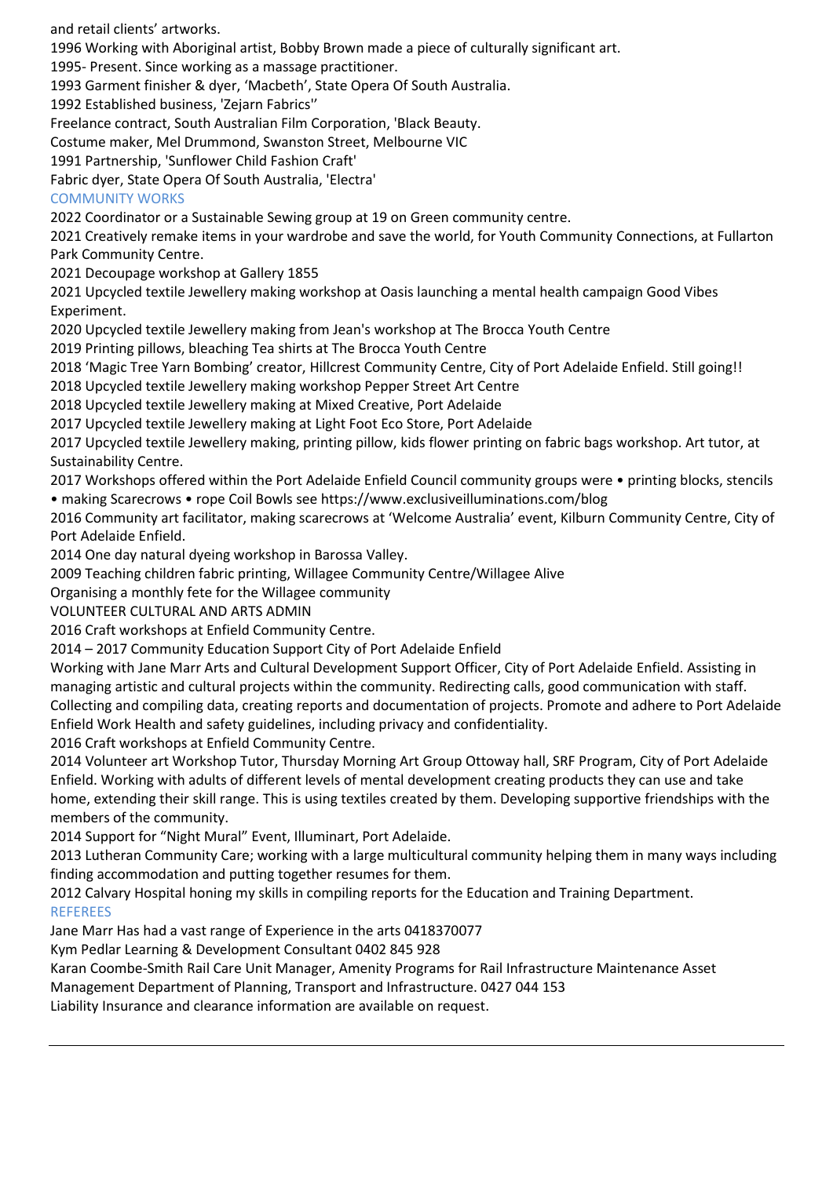and retail clients' artworks.

1996 Working with Aboriginal artist, Bobby Brown made a piece of culturally significant art.

1995- Present. Since working as a massage practitioner.

1993 Garment finisher & dyer, 'Macbeth', State Opera Of South Australia.

1992 Established business, 'Zejarn Fabrics''

Freelance contract, South Australian Film Corporation, 'Black Beauty.

Costume maker, Mel Drummond, Swanston Street, Melbourne VIC

1991 Partnership, 'Sunflower Child Fashion Craft'

Fabric dyer, State Opera Of South Australia, 'Electra'

## COMMUNITY WORKS

2022 Coordinator or a Sustainable Sewing group at 19 on Green community centre.

2021 Creatively remake items in your wardrobe and save the world, for Youth Community Connections, at Fullarton Park Community Centre.

2021 Decoupage workshop at Gallery 1855

2021 Upcycled textile Jewellery making workshop at Oasis launching a mental health campaign Good Vibes Experiment.

2020 Upcycled textile Jewellery making from Jean's workshop at The Brocca Youth Centre

2019 Printing pillows, bleaching Tea shirts at The Brocca Youth Centre

2018 'Magic Tree Yarn Bombing' creator, Hillcrest Community Centre, City of Port Adelaide Enfield. Still going!!

2018 Upcycled textile Jewellery making workshop Pepper Street Art Centre

2018 Upcycled textile Jewellery making at Mixed Creative, Port Adelaide

2017 Upcycled textile Jewellery making at Light Foot Eco Store, Port Adelaide

2017 Upcycled textile Jewellery making, printing pillow, kids flower printing on fabric bags workshop. Art tutor, at Sustainability Centre.

2017 Workshops offered within the Port Adelaide Enfield Council community groups were • printing blocks, stencils • making Scarecrows • rope Coil Bowls see https://www.exclusiveilluminations.com/blog

2016 Community art facilitator, making scarecrows at 'Welcome Australia' event, Kilburn Community Centre, City of Port Adelaide Enfield.

2014 One day natural dyeing workshop in Barossa Valley.

2009 Teaching children fabric printing, Willagee Community Centre/Willagee Alive

Organising a monthly fete for the Willagee community

VOLUNTEER CULTURAL AND ARTS ADMIN

2016 Craft workshops at Enfield Community Centre.

2014 – 2017 Community Education Support City of Port Adelaide Enfield

Working with Jane Marr Arts and Cultural Development Support Officer, City of Port Adelaide Enfield. Assisting in managing artistic and cultural projects within the community. Redirecting calls, good communication with staff. Collecting and compiling data, creating reports and documentation of projects. Promote and adhere to Port Adelaide Enfield Work Health and safety guidelines, including privacy and confidentiality.

2016 Craft workshops at Enfield Community Centre.

2014 Volunteer art Workshop Tutor, Thursday Morning Art Group Ottoway hall, SRF Program, City of Port Adelaide Enfield. Working with adults of different levels of mental development creating products they can use and take home, extending their skill range. This is using textiles created by them. Developing supportive friendships with the members of the community.

2014 Support for "Night Mural" Event, Illuminart, Port Adelaide.

2013 Lutheran Community Care; working with a large multicultural community helping them in many ways including finding accommodation and putting together resumes for them.

2012 Calvary Hospital honing my skills in compiling reports for the Education and Training Department.

## REFEREES

Jane Marr Has had a vast range of Experience in the arts 0418370077

Kym Pedlar Learning & Development Consultant 0402 845 928

Karan Coombe-Smith Rail Care Unit Manager, Amenity Programs for Rail Infrastructure Maintenance Asset Management Department of Planning, Transport and Infrastructure. 0427 044 153

Liability Insurance and clearance information are available on request.